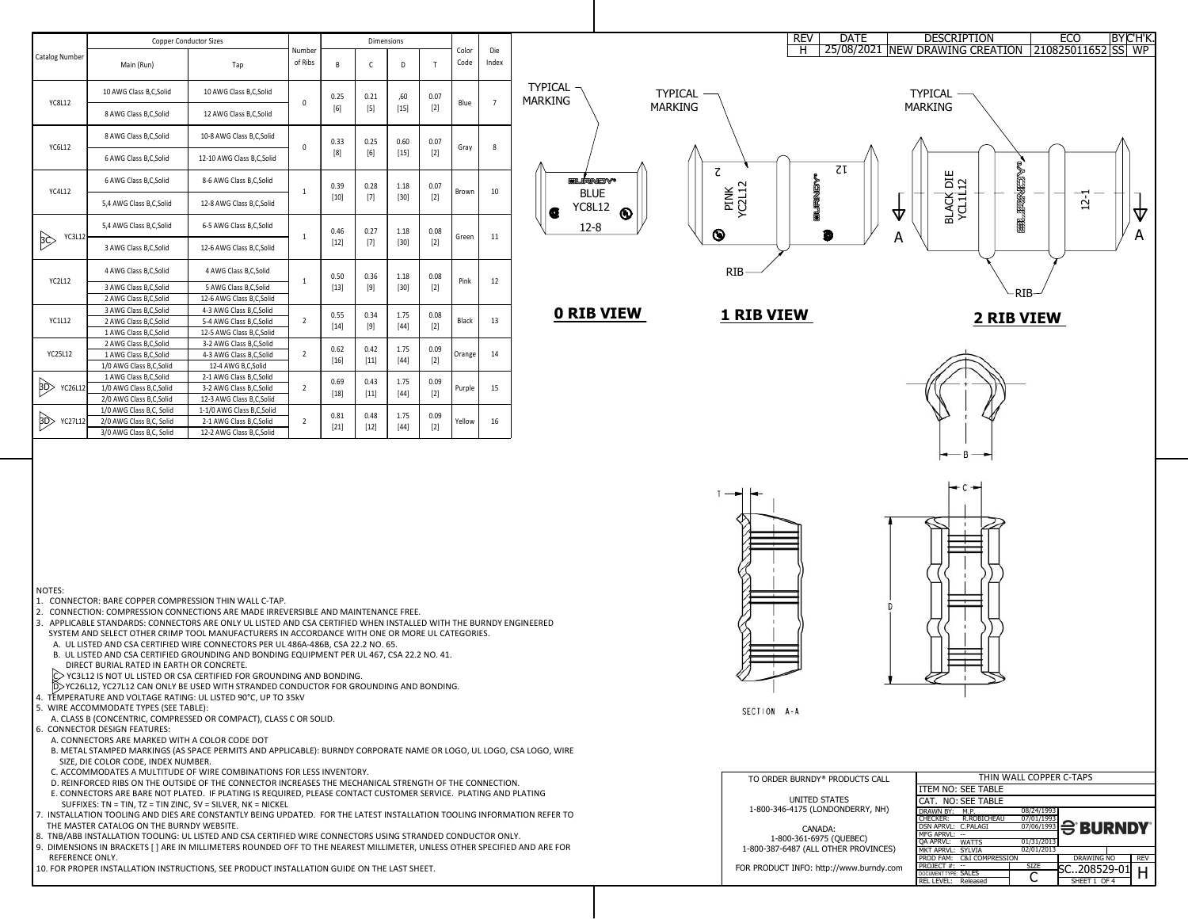| REV | DATE | DESCRIPTION | ECO | BY | CH'K. |
| --- | --- | --- | --- | --- | --- |
| H | 25/08/2021 | NEW DRAWING CREATION | 210825011652 | SS | WP |

| Catalog Number | Copper Conductor Sizes | | Number of Ribs | Dimensions | | | | Color Code | Die Index |
| --- | --- | --- | --- | --- | --- | --- | --- | --- | --- |
| | Main (Run) | Tap | | B | C | D | T | | |
| YC8L12 | 10 AWG Class B,C,Solid | 10 AWG Class B,C,Solid | 0 | 0.25 [6] | 0.21 [5] | ,60 [15] | 0.07 [2] | Blue | 7 |
| | 8 AWG Class B,C,Solid | 12 AWG Class B,C,Solid | | | | | | | |
| YC6L12 | 8 AWG Class B,C,Solid | 10-8 AWG Class B,C,Solid | 0 | 0.33 [8] | 0.25 [6] | 0.60 [15] | 0.07 [2] | Gray | 8 |
| | 6 AWG Class B,C,Solid | 12-10 AWG Class B,C,Solid | | | | | | | |
| YC4L12 | 6 AWG Class B,C,Solid | 8-6 AWG Class B,C,Solid | 1 | 0.39 [10] | 0.28 [7] | 1.18 [30] | 0.07 [2] | Brown | 10 |
| | 5,4 AWG Class B,C,Solid | 12-8 AWG Class B,C,Solid | | | | | | | |
| 3C YC3L12 | 5,4 AWG Class B,C,Solid | 6-5 AWG Class B,C,Solid | 1 | 0.46 [12] | 0.27 [7] | 1.18 [30] | 0.08 [2] | Green | 11 |
| | 3 AWG Class B,C,Solid | 12-6 AWG Class B,C,Solid | | | | | | | |
| YC2L12 | 4 AWG Class B,C,Solid | 4 AWG Class B,C,Solid | 1 | 0.50 [13] | 0.36 [9] | 1.18 [30] | 0.08 [2] | Pink | 12 |
| | 3 AWG Class B,C,Solid | 5 AWG Class B,C,Solid | | | | | | | |
| | 2 AWG Class B,C,Solid | 12-6 AWG Class B,C,Solid | | | | | | | |
| YC1L12 | 3 AWG Class B,C,Solid | 4-3 AWG Class B,C,Solid | 2 | 0.55 [14] | 0.34 [9] | 1.75 [44] | 0.08 [2] | Black | 13 |
| | 2 AWG Class B,C,Solid | 5-4 AWG Class B,C,Solid | | | | | | | |
| | 1 AWG Class B,C,Solid | 12-5 AWG Class B,C,Solid | | | | | | | |
| YC25L12 | 2 AWG Class B,C,Solid | 3-2 AWG Class B,C,Solid | 2 | 0.62 [16] | 0.42 [11] | 1.75 [44] | 0.09 [2] | Orange | 14 |
| | 1 AWG Class B,C,Solid | 4-3 AWG Class B,C,Solid | | | | | | | |
| | 1/0 AWG Class B,C,Solid | 12-4 AWG B,C,Solid | | | | | | | |
| 3D YC26L12 | 1 AWG Class B,C,Solid | 2-1 AWG Class B,C,Solid | 2 | 0.69 [18] | 0.43 [11] | 1.75 [44] | 0.09 [2] | Purple | 15 |
| | 1/0 AWG Class B,C,Solid | 3-2 AWG Class B,C,Solid | | | | | | | |
| | 2/0 AWG Class B,C,Solid | 12-3 AWG Class B,C,Solid | | | | | | | |
| 3D YC27L12 | 1/0 AWG Class B,C, Solid | 1-1/0 AWG Class B,C,Solid | 2 | 0.81 [21] | 0.48 [12] | 1.75 [44] | 0.09 [2] | Yellow | 16 |
| | 2/0 AWG Class B,C, Solid | 2-1 AWG Class B,C,Solid | | | | | | | |
| | 3/0 AWG Class B,C, Solid | 12-2 AWG Class B,C,Solid | | | | | | | |

TYPICAL MARKING — BURNDY® BLUE YC8L12 12-8

TYPICAL MARKING — 2 PINK YC2L12 BURNDY 12 — RIB

TYPICAL MARKING — BLACK DIE YC1L12 BURNDY 12-1 — RIB — A A

**0 RIB VIEW**

**1 RIB VIEW**

**2 RIB VIEW**

B, C, D, T

SECTION A-A

NOTES:

1. CONNECTOR: BARE COPPER COMPRESSION THIN WALL C-TAP.
2. CONNECTION: COMPRESSION CONNECTIONS ARE MADE IRREVERSIBLE AND MAINTENANCE FREE.
3. APPLICABLE STANDARDS: CONNECTORS ARE ONLY UL LISTED AND CSA CERTIFIED WHEN INSTALLED WITH THE BURNDY ENGINEERED SYSTEM AND SELECT OTHER CRIMP TOOL MANUFACTURERS IN ACCORDANCE WITH ONE OR MORE UL CATEGORIES.
   - A. UL LISTED AND CSA CERTIFIED WIRE CONNECTORS PER UL 486A-486B, CSA 22.2 NO. 65.
   - B. UL LISTED AND CSA CERTIFIED GROUNDING AND BONDING EQUIPMENT PER UL 467, CSA 22.2 NO. 41. DIRECT BURIAL RATED IN EARTH OR CONCRETE.
   - C. YC3L12 IS NOT UL LISTED OR CSA CERTIFIED FOR GROUNDING AND BONDING.
   - D. YC26L12, YC27L12 CAN ONLY BE USED WITH STRANDED CONDUCTOR FOR GROUNDING AND BONDING.
4. TEMPERATURE AND VOLTAGE RATING: UL LISTED 90°C, UP TO 35kV
5. WIRE ACCOMMODATE TYPES (SEE TABLE):
   - A. CLASS B (CONCENTRIC, COMPRESSED OR COMPACT), CLASS C OR SOLID.
6. CONNECTOR DESIGN FEATURES:
   - A. CONNECTORS ARE MARKED WITH A COLOR CODE DOT
   - B. METAL STAMPED MARKINGS (AS SPACE PERMITS AND APPLICABLE): BURNDY CORPORATE NAME OR LOGO, UL LOGO, CSA LOGO, WIRE SIZE, DIE COLOR CODE, INDEX NUMBER.
   - C. ACCOMMODATES A MULTITUDE OF WIRE COMBINATIONS FOR LESS INVENTORY.
   - D. REINFORCED RIBS ON THE OUTSIDE OF THE CONNECTOR INCREASES THE MECHANICAL STRENGTH OF THE CONNECTION.
   - E. CONNECTORS ARE BARE NOT PLATED. IF PLATING IS REQUIRED, PLEASE CONTACT CUSTOMER SERVICE. PLATING AND PLATING SUFFIXES: TN = TIN, TZ = TIN ZINC, SV = SILVER, NK = NICKEL
7. INSTALLATION TOOLING AND DIES ARE CONSTANTLY BEING UPDATED. FOR THE LATEST INSTALLATION TOOLING INFORMATION REFER TO THE MASTER CATALOG ON THE BURNDY WEBSITE.
8. TNB/ABB INSTALLATION TOOLING: UL LISTED AND CSA CERTIFIED WIRE CONNECTORS USING STRANDED CONDUCTOR ONLY.
9. DIMENSIONS IN BRACKETS [ ] ARE IN MILLIMETERS ROUNDED OFF TO THE NEAREST MILLIMETER, UNLESS OTHER SPECIFIED AND ARE FOR REFERENCE ONLY.
10. FOR PROPER INSTALLATION INSTRUCTIONS, SEE PRODUCT INSTALLATION GUIDE ON THE LAST SHEET.

TO ORDER BURNDY® PRODUCTS CALL

UNITED STATES
1-800-346-4175 (LONDONDERRY, NH)

CANADA:
1-800-361-6975 (QUEBEC)
1-800-387-6487 (ALL OTHER PROVINCES)

FOR PRODUCT INFO: http://www.burndy.com

THIN WALL COPPER C-TAPS
ITEM NO: SEE TABLE
CAT. NO: SEE TABLE

| | | |
| --- | --- | --- |
| DRAWN BY: | M.P. | 08/24/1993 |
| CHECKER: | R.ROBICHEAU | 07/01/1993 |
| DSN APRVL: | C.PALAGI | 07/06/1993 |
| MFG APRVL: | -- | |
| QA APRVL: | WATTS | 01/31/2013 |
| MKT APRVL: | SYLVIA | 02/01/2013 |
| PROD FAM: | C&I COMPRESSION | |
| PROJECT #: | -- | |
| DOCUMENT TYPE: | SALES | |
| REL LEVEL: | Released | |

BURNDY®

SIZE: C | DRAWING NO: SC..208529-01 | REV: H | SHEET 1 OF 4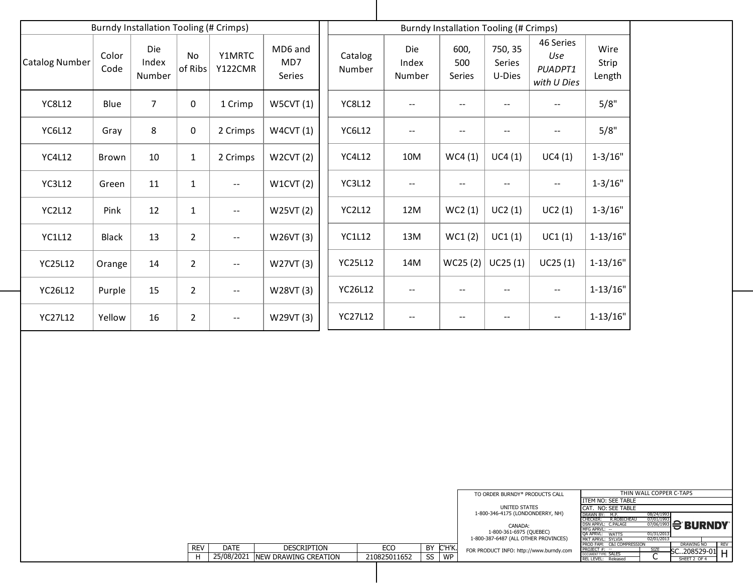| Burndy Installation Tooling (# Crimps) | | | | | |
|---|---|---|---|---|---|
| Catalog Number | Color Code | Die Index Number | No of Ribs | Y1MRTC Y122CMR | MD6 and MD7 Series |
| YC8L12 | Blue | 7 | 0 | 1 Crimp | W5CVT (1) |
| YC6L12 | Gray | 8 | 0 | 2 Crimps | W4CVT (1) |
| YC4L12 | Brown | 10 | 1 | 2 Crimps | W2CVT (2) |
| YC3L12 | Green | 11 | 1 | -- | W1CVT (2) |
| YC2L12 | Pink | 12 | 1 | -- | W25VT (2) |
| YC1L12 | Black | 13 | 2 | -- | W26VT (3) |
| YC25L12 | Orange | 14 | 2 | -- | W27VT (3) |
| YC26L12 | Purple | 15 | 2 | -- | W28VT (3) |
| YC27L12 | Yellow | 16 | 2 | -- | W29VT (3) |

| Burndy Installation Tooling (# Crimps) | | | | | |
|---|---|---|---|---|---|
| Catalog Number | Die Index Number | 600, 500 Series | 750, 35 Series U-Dies | 46 Series *Use PUADPT1 with U Dies* | Wire Strip Length |
| YC8L12 | -- | -- | -- | -- | 5/8" |
| YC6L12 | -- | -- | -- | -- | 5/8" |
| YC4L12 | 10M | WC4 (1) | UC4 (1) | UC4 (1) | 1-3/16" |
| YC3L12 | -- | -- | -- | -- | 1-3/16" |
| YC2L12 | 12M | WC2 (1) | UC2 (1) | UC2 (1) | 1-3/16" |
| YC1L12 | 13M | WC1 (2) | UC1 (1) | UC1 (1) | 1-13/16" |
| YC25L12 | 14M | WC25 (2) | UC25 (1) | UC25 (1) | 1-13/16" |
| YC26L12 | -- | -- | -- | -- | 1-13/16" |
| YC27L12 | -- | -- | -- | -- | 1-13/16" |

| REV | DATE | DESCRIPTION | ECO | BY | CH'K. |
|---|---|---|---|---|---|
| H | 25/08/2021 | NEW DRAWING CREATION | 210825011652 | SS | WP |

TO ORDER BURNDY® PRODUCTS CALL

UNITED STATES
1-800-346-4175 (LONDONDERRY, NH)

CANADA:
1-800-361-6975 (QUEBEC)
1-800-387-6487 (ALL OTHER PROVINCES)

FOR PRODUCT INFO: http://www.burndy.com

THIN WALL COPPER C-TAPS
ITEM NO: SEE TABLE
CAT. NO: SEE TABLE

| | | |
|---|---|---|
| DRAWN BY: | M.P. | 08/24/1993 |
| CHECKER: | R.ROBICHEAU | 07/01/1993 |
| DSN APRVL: | C.PALAGI | 07/06/1993 |
| MFG APRVL: | -- | |
| QA APRVL: | WATTS | 01/31/2013 |
| MKT APRVL: | SYLVIA | 02/01/2013 |
| PROD FAM: | C&I COMPRESSION | |
| PROJECT #: | -- | |
| DOCUMENT TYPE: | SALES | |
| REL LEVEL: | Released | |

BURNDY®

SIZE: C
DRAWING NO: SC..208529-01
REV: H
SHEET 2 OF 4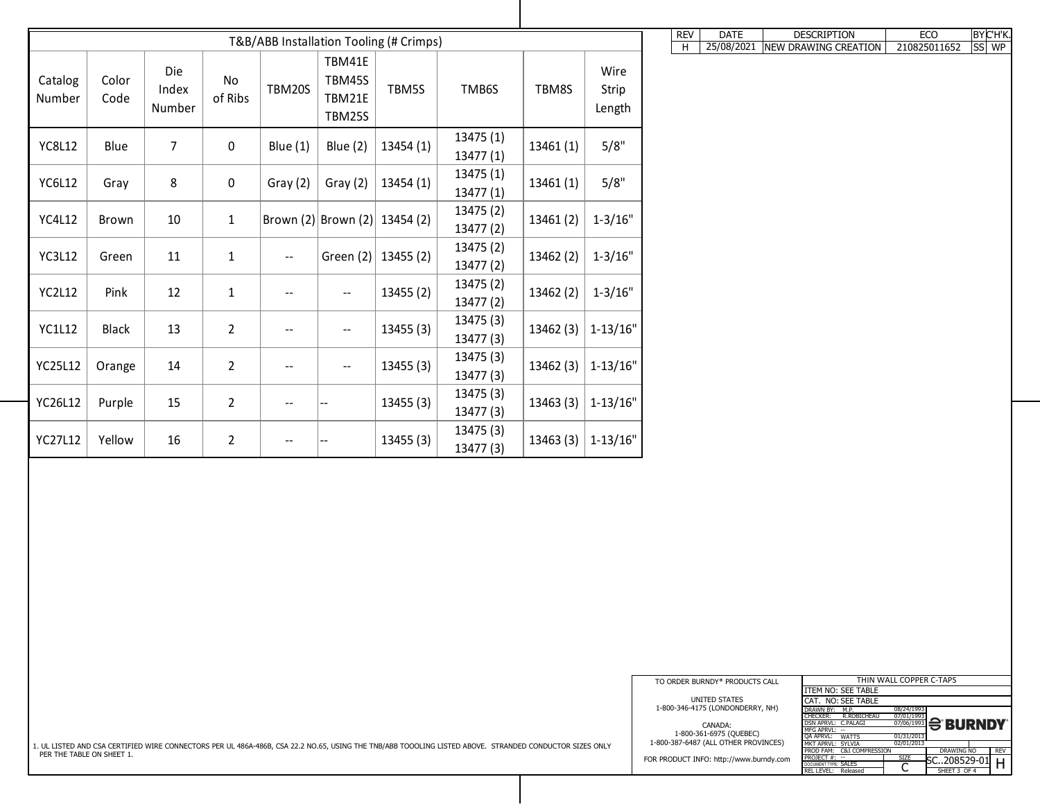| REV | DATE | DESCRIPTION | ECO | BY | CH'K. |
|---|---|---|---|---|---|
| H | 25/08/2021 | NEW DRAWING CREATION | 210825011652 | SS | WP |

## T&B/ABB Installation Tooling (# Crimps)

| Catalog Number | Color Code | Die Index Number | No of Ribs | TBM20S | TBM41E TBM45S TBM21E TBM25S | TBM5S | TMB6S | TBM8S | Wire Strip Length |
|---|---|---|---|---|---|---|---|---|---|
| YC8L12 | Blue | 7 | 0 | Blue (1) | Blue (2) | 13454 (1) | 13475 (1) 13477 (1) | 13461 (1) | 5/8" |
| YC6L12 | Gray | 8 | 0 | Gray (2) | Gray (2) | 13454 (1) | 13475 (1) 13477 (1) | 13461 (1) | 5/8" |
| YC4L12 | Brown | 10 | 1 | Brown (2) | Brown (2) | 13454 (2) | 13475 (2) 13477 (2) | 13461 (2) | 1-3/16" |
| YC3L12 | Green | 11 | 1 | -- | Green (2) | 13455 (2) | 13475 (2) 13477 (2) | 13462 (2) | 1-3/16" |
| YC2L12 | Pink | 12 | 1 | -- | -- | 13455 (2) | 13475 (2) 13477 (2) | 13462 (2) | 1-3/16" |
| YC1L12 | Black | 13 | 2 | -- | -- | 13455 (3) | 13475 (3) 13477 (3) | 13462 (3) | 1-13/16" |
| YC25L12 | Orange | 14 | 2 | -- | -- | 13455 (3) | 13475 (3) 13477 (3) | 13462 (3) | 1-13/16" |
| YC26L12 | Purple | 15 | 2 | -- | -- | 13455 (3) | 13475 (3) 13477 (3) | 13463 (3) | 1-13/16" |
| YC27L12 | Yellow | 16 | 2 | -- | -- | 13455 (3) | 13475 (3) 13477 (3) | 13463 (3) | 1-13/16" |

1. UL LISTED AND CSA CERTIFIED WIRE CONNECTORS PER UL 486A-486B, CSA 22.2 NO.65, USING THE TNB/ABB TOOOLING LISTED ABOVE. STRANDED CONDUCTOR SIZES ONLY PER THE TABLE ON SHEET 1.

TO ORDER BURNDY® PRODUCTS CALL

UNITED STATES
1-800-346-4175 (LONDONDERRY, NH)

CANADA:
1-800-361-6975 (QUEBEC)
1-800-387-6487 (ALL OTHER PROVINCES)

FOR PRODUCT INFO: http://www.burndy.com

THIN WALL COPPER C-TAPS
ITEM NO: SEE TABLE
CAT. NO: SEE TABLE

| | | |
|---|---|---|
| DRAWN BY: | M.P. | 08/24/1993 |
| CHECKER: | R.ROBICHEAU | 07/01/1993 |
| DSN APRVL: | C.PALAGI | 07/06/1993 |
| MFG APRVL: | -- | |
| QA APRVL: | WATTS | 01/31/2013 |
| MKT APRVL: | SYLVIA | 02/01/2013 |
| PROD FAM: | C&I COMPRESSION | |
| PROJECT #: | -- | |
| DOCUMENT TYPE: | SALES | |
| REL LEVEL: | Released | |

BURNDY®

SIZE: C | DRAWING NO: SC..208529-01 | REV: H

SHEET 3 OF 4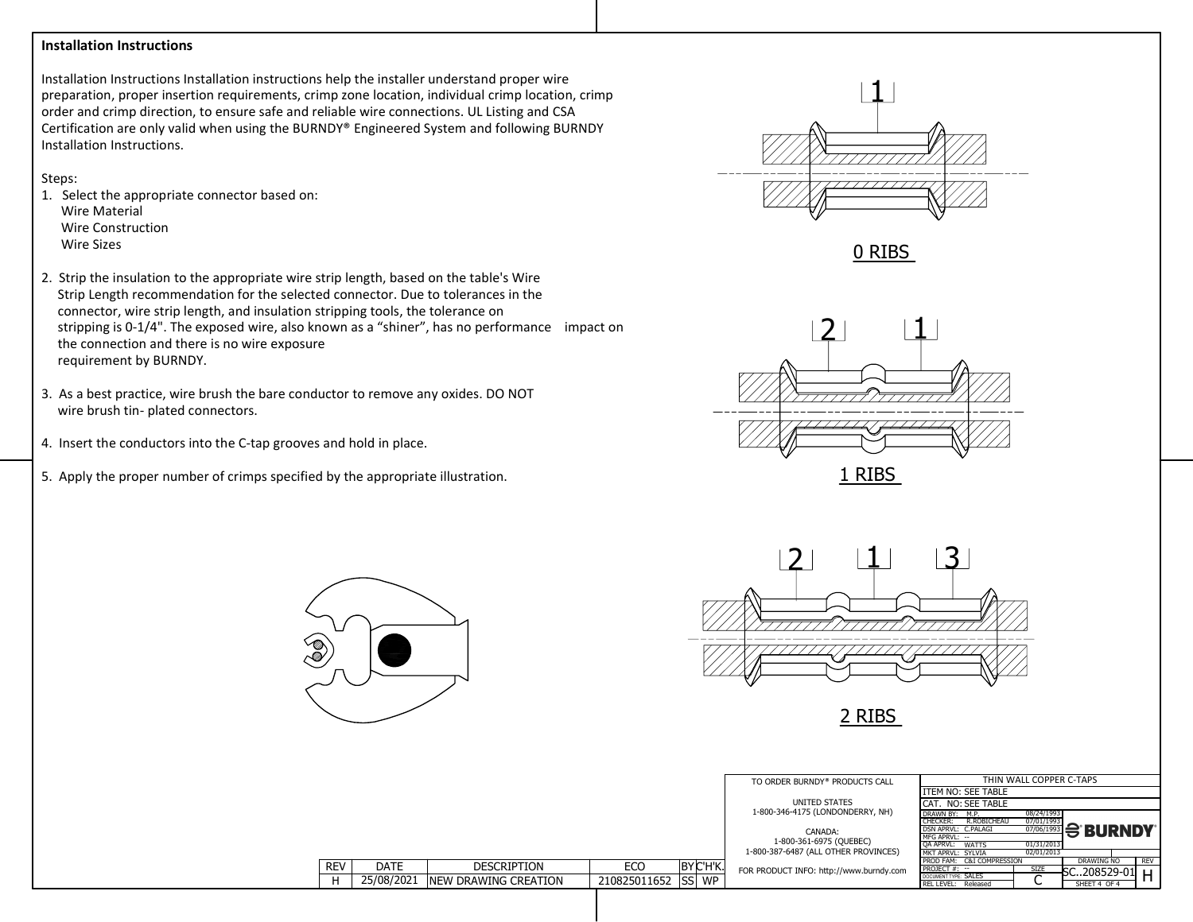## Installation Instructions

Installation Instructions Installation instructions help the installer understand proper wire preparation, proper insertion requirements, crimp zone location, individual crimp location, crimp order and crimp direction, to ensure safe and reliable wire connections. UL Listing and CSA Certification are only valid when using the BURNDY® Engineered System and following BURNDY Installation Instructions.

Steps:

1. Select the appropriate connector based on:
   - Wire Material
   - Wire Construction
   - Wire Sizes
2. Strip the insulation to the appropriate wire strip length, based on the table's Wire Strip Length recommendation for the selected connector. Due to tolerances in the connector, wire strip length, and insulation stripping tools, the tolerance on stripping is 0-1/4". The exposed wire, also known as a "shiner", has no performance impact on the connection and there is no wire exposure requirement by BURNDY.
3. As a best practice, wire brush the bare conductor to remove any oxides. DO NOT wire brush tin- plated connectors.
4. Insert the conductors into the C-tap grooves and hold in place.
5. Apply the proper number of crimps specified by the appropriate illustration.

1

0 RIBS

2 1

1 RIBS

2 1 3

2 RIBS

| REV | DATE | DESCRIPTION | ECO | BY | C'H'K. |
|---|---|---|---|---|---|
| H | 25/08/2021 | NEW DRAWING CREATION | 210825011652 | SS | WP |

TO ORDER BURNDY® PRODUCTS CALL

UNITED STATES
1-800-346-4175 (LONDONDERRY, NH)

CANADA:
1-800-361-6975 (QUEBEC)
1-800-387-6487 (ALL OTHER PROVINCES)

FOR PRODUCT INFO: http://www.burndy.com

THIN WALL COPPER C-TAPS

ITEM NO: SEE TABLE
CAT. NO: SEE TABLE

| | | |
|---|---|---|
| DRAWN BY: | M.P. | 08/24/1993 |
| CHECKER: | R.ROBICHEAU | 07/01/1993 |
| DSN APRVL: | C.PALAGI | 07/06/1993 |
| MFG APRVL: | -- | |
| QA APRVL: | WATTS | 01/31/2013 |
| MKT APRVL: | SYLVIA | 02/01/2013 |
| PROD FAM: | C&I COMPRESSION | |
| PROJECT #: | -- | |
| DOCUMENT TYPE: | SALES | |
| REL LEVEL: | Released | |

BURNDY®

SIZE: C
DRAWING NO: SC..208529-01
REV: H
SHEET 4 OF 4